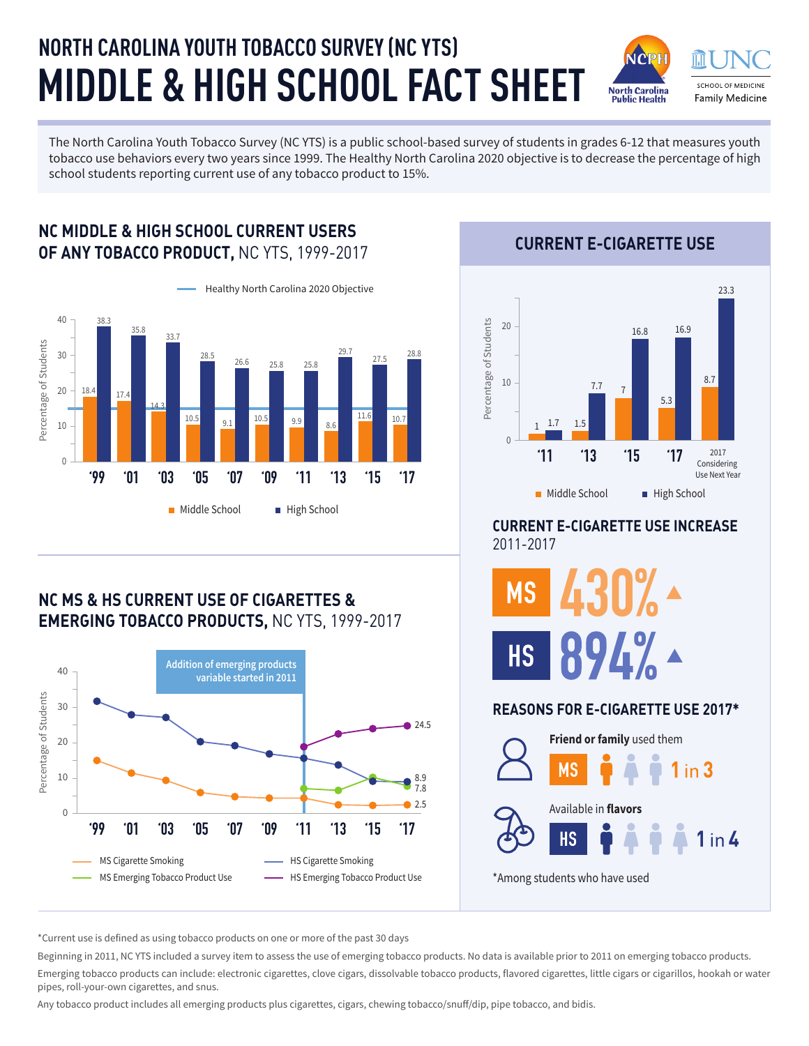# NORTH CAROLINA YOUTH TOBACCO SURVEY (NC YTS)

# MIDDLE & HIGH SCHOOL FACT SHEET

The North Carolina Youth Tobacco Survey (NC YTS) is a public school-based survey of students in grades 6-12 that measures youth tobacco use behaviors every two years since 1999. The Healthy North Carolina 2020 objective is to decrease the percentage of high school students reporting current use of any tobacco product to 15%.

## NC MIDDLE & HIGH SCHOOL CURRENT USERS OF ANY TOBACCO PRODUCT, NC YTS, 1999-2017

Healthy North Carolina 2020 Objective: 15%

| Year | Middle School | High School |
|---|---|---|
| '99 | 18.4 | 38.3 |
| '01 | 17.4 | 35.8 |
| '03 | 14.3 | 33.7 |
| '05 | 10.5 | 28.5 |
| '07 | 9.1 | 26.6 |
| '09 | 10.5 | 25.8 |
| '11 | 9.9 | 25.8 |
| '13 | 8.6 | 29.7 |
| '15 | 11.6 | 27.5 |
| '17 | 10.7 | 28.8 |

## CURRENT E-CIGARETTE USE

| Year | Middle School | High School |
|---|---|---|
| '11 | 1 | 1.7 |
| '13 | 1.5 | 7.7 |
| '15 | 7 | 16.8 |
| '17 | 5.3 | 16.9 |
| 2017 Considering Use Next Year | 8.7 | 23.3 |

## NC MS & HS CURRENT USE OF CIGARETTES & EMERGING TOBACCO PRODUCTS, NC YTS, 1999-2017

Addition of emerging products variable started in 2011

Labeled 2017 values: HS Emerging Tobacco Product Use 24.5; HS Cigarette Smoking 8.9; MS Emerging Tobacco Product Use 7.8; MS Cigarette Smoking 2.5

Legend: MS Cigarette Smoking; HS Cigarette Smoking; MS Emerging Tobacco Product Use; HS Emerging Tobacco Product Use

## CURRENT E-CIGARETTE USE INCREASE 2011-2017

**MS** 430% ▲

**HS** 894% ▲

## REASONS FOR E-CIGARETTE USE 2017*

**Friend or family** used them — **MS** 1 in 3

Available in **flavors** — **HS** 1 in 4

*Among students who have used

*Current use is defined as using tobacco products on one or more of the past 30 days

Beginning in 2011, NC YTS included a survey item to assess the use of emerging tobacco products. No data is available prior to 2011 on emerging tobacco products.

Emerging tobacco products can include: electronic cigarettes, clove cigars, dissolvable tobacco products, flavored cigarettes, little cigars or cigarillos, hookah or water pipes, roll-your-own cigarettes, and snus.

Any tobacco product includes all emerging products plus cigarettes, cigars, chewing tobacco/snuff/dip, pipe tobacco, and bidis.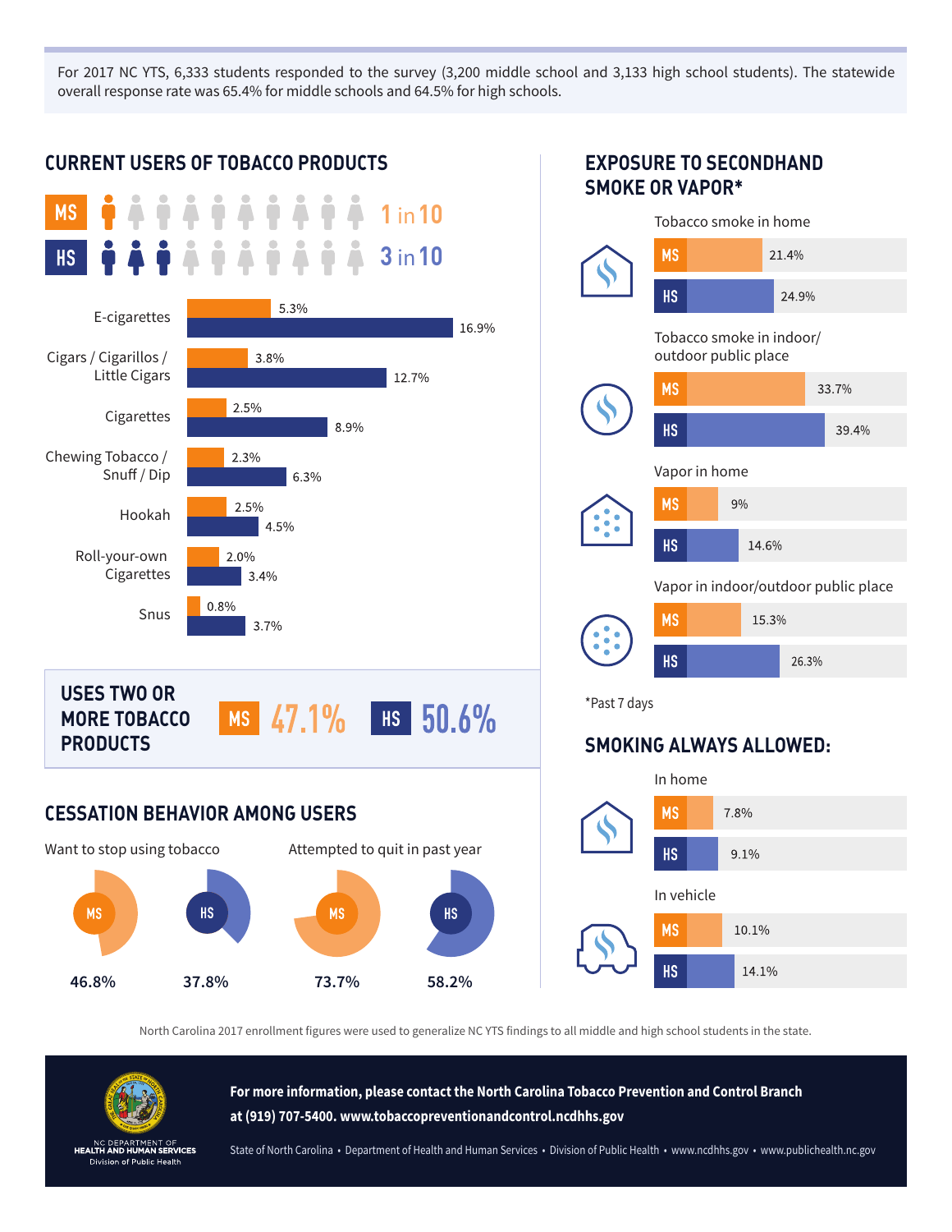For 2017 NC YTS, 6,333 students responded to the survey (3,200 middle school and 3,133 high school students). The statewide overall response rate was 65.4% for middle schools and 64.5% for high schools.

## CURRENT USERS OF TOBACCO PRODUCTS

MS 1 in 10

HS 3 in 10

E-cigarettes
5.3%
16.9%

Cigars / Cigarillos / Little Cigars
3.8%
12.7%

Cigarettes
2.5%
8.9%

Chewing Tobacco / Snuff / Dip
2.3%
6.3%

Hookah
2.5%
4.5%

Roll-your-own Cigarettes
2.0%
3.4%

Snus
0.8%
3.7%

## USES TWO OR MORE TOBACCO PRODUCTS

MS 47.1% HS 50.6%

## CESSATION BEHAVIOR AMONG USERS

Want to stop using tobacco

MS 46.8%

HS 37.8%

Attempted to quit in past year

MS 73.7%

HS 58.2%

## EXPOSURE TO SECONDHAND SMOKE OR VAPOR*

Tobacco smoke in home
MS 21.4%
HS 24.9%

Tobacco smoke in indoor/ outdoor public place
MS 33.7%
HS 39.4%

Vapor in home
MS 9%
HS 14.6%

Vapor in indoor/outdoor public place
MS 15.3%
HS 26.3%

*Past 7 days

## SMOKING ALWAYS ALLOWED:

In home
MS 7.8%
HS 9.1%

In vehicle
MS 10.1%
HS 14.1%

North Carolina 2017 enrollment figures were used to generalize NC YTS findings to all middle and high school students in the state.

NC DEPARTMENT OF HEALTH AND HUMAN SERVICES
Division of Public Health

**For more information, please contact the North Carolina Tobacco Prevention and Control Branch at (919) 707-5400. www.tobaccopreventionandcontrol.ncdhhs.gov**

State of North Carolina • Department of Health and Human Services • Division of Public Health • www.ncdhhs.gov • www.publichealth.nc.gov